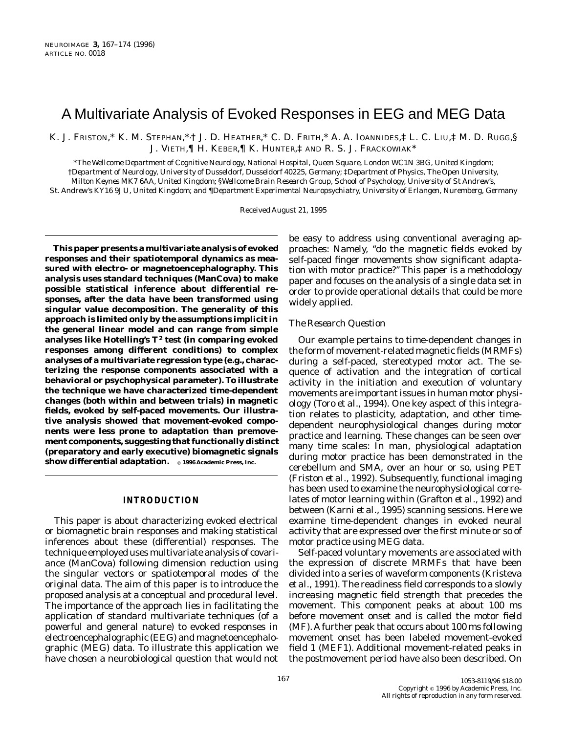# A Multivariate Analysis of Evoked Responses in EEG and MEG Data

K. J. Friston,* K. M. Stephan,*,† J. D. Heather,* C. D. Frith,* A. A. Ioannides,‡ L. C. Liu,‡ M. D. Rugg,§ J. Vieth,¶ H. Keber,¶ K. Hunter,‡ and R. S. J. Frackowiak*

*The Wellcome Department of Cognitive Neurology, National Hospital, Queen Square, London WC1N 3BG, United Kingdom; †Department of Neurology, University of Dusseldorf, Dusseldorf 40225, Germany; ‡Department of Physics, The Open University, Milton Keynes MK7 6AA, United Kingdom; §Wellcome Brain Research Group, School of Psychology, University of St Andrew's, St. Andrew's KY16 9JU, United Kingdom; and ¶Department Experimental Neuropsychiatry, University of Erlangen, Nuremberg, Germany

Received August 21, 1995

**This paper presents a multivariate analysis of evoked responses and their spatiotemporal dynamics as measured with electro- or magnetoencephalography. This analysis uses standard techniques (ManCova) to make possible statistical inference about differential responses, after the data have been transformed using singular value decomposition. The generality of this approach is limited only by the assumptions implicit in the general linear model and can range from simple analyses like Hotelling's $T^2$ test (in comparing evoked responses among different conditions) to complex analyses of a multivariate regression type (e.g., characterizing the response components associated with a behavioral or psychophysical parameter). To illustrate the technique we have characterized time-dependent changes (both within and between trials) in magnetic fields, evoked by self-paced movements. Our illustrative analysis showed that movement-evoked components were less prone to adaptation than premovement components, suggesting that functionally distinct (preparatory and early executive) biomagnetic signals show differential adaptation.** © 1996 Academic Press, Inc.

## INTRODUCTION

This paper is about characterizing evoked electrical or biomagnetic brain responses and making statistical inferences about these (differential) responses. The technique employed uses multivariate analysis of covariance (ManCova) following dimension reduction using the singular vectors or spatiotemporal modes of the original data. The aim of this paper is to introduce the proposed analysis at a conceptual and procedural level. The importance of the approach lies in facilitating the application of standard multivariate techniques (of a powerful and general nature) to evoked responses in electroencephalographic (EEG) and magnetoencephalographic (MEG) data. To illustrate this application we have chosen a neurobiological question that would not be easy to address using conventional averaging approaches: Namely, "do the magnetic fields evoked by self-paced finger movements show significant adaptation with motor practice?" This paper is a methodology paper and focuses on the analysis of a single data set in order to provide operational details that could be more widely applied.

### *The Research Question*

Our example pertains to time-dependent changes in the form of movement-related magnetic fields (MRMFs) during a self-paced, stereotyped motor act. The sequence of activation and the integration of cortical activity in the initiation and execution of voluntary movements are important issues in human motor physiology (Toro *et al.*, 1994). One key aspect of this integration relates to plasticity, adaptation, and other time-dependent neurophysiological changes during motor practice and learning. These changes can be seen over many time scales: In man, physiological adaptation during motor practice has been demonstrated in the cerebellum and SMA, over an hour or so, using PET (Friston *et al.*, 1992). Subsequently, functional imaging has been used to examine the neurophysiological correlates of motor learning within (Grafton *et al.*, 1992) and between (Karni *et al.*, 1995) scanning sessions. Here we examine time-dependent changes in evoked neural activity that are expressed over the first minute or so of motor practice using MEG data.

Self-paced voluntary movements are associated with the expression of discrete MRMFs that have been divided into a series of waveform components (Kristeva *et al.*, 1991). The readiness field corresponds to a slowly increasing magnetic field strength that precedes the movement. This component peaks at about 100 ms before movement onset and is called the motor field (MF). A further peak that occurs about 100 ms following movement onset has been labeled movement-evoked field 1 (MEF1). Additional movement-related peaks in the postmovement period have also been described. On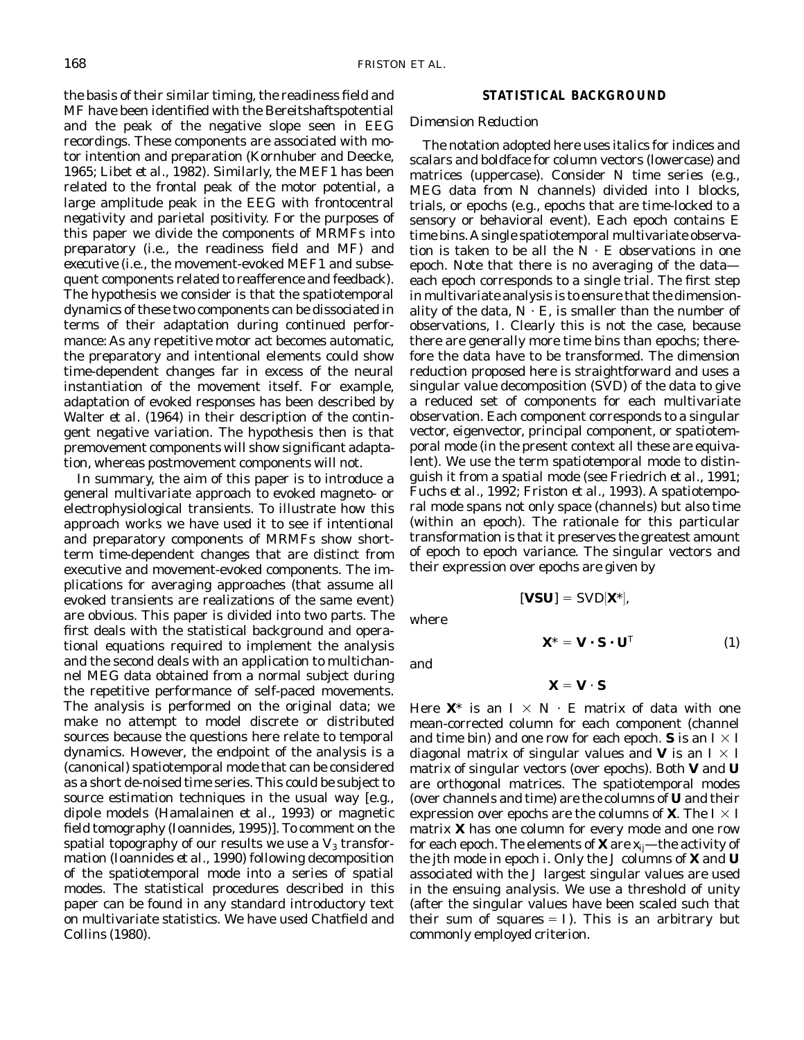the basis of their similar timing, the readiness field and MF have been identified with the Bereitshaftspotential and the peak of the negative slope seen in EEG recordings. These components are associated with motor intention and preparation (Kornhuber and Deecke, 1965; Libet *et al.*, 1982). Similarly, the MEF1 has been related to the frontal peak of the motor potential, a large amplitude peak in the EEG with frontocentral negativity and parietal positivity. For the purposes of this paper we divide the components of MRMFs into *preparatory* (i.e., the readiness field and MF) and *executive* (i.e., the movement-evoked MEF1 and subsequent components related to reafference and feedback). The hypothesis we consider is that the spatiotemporal dynamics of these two components can be dissociated in terms of their adaptation during continued performance: As any repetitive motor act becomes automatic, the preparatory and intentional elements could show time-dependent changes far in excess of the neural instantiation of the movement itself. For example, adaptation of evoked responses has been described by Walter *et al.* (1964) in their description of the contingent negative variation. The hypothesis then is that premovement components will show significant adaptation, whereas postmovement components will not.

In summary, the aim of this paper is to introduce a general multivariate approach to evoked magneto- or electrophysiological transients. To illustrate how this approach works we have used it to see if intentional and preparatory components of MRMFs show short-term time-dependent changes that are distinct from executive and movement-evoked components. The implications for averaging approaches (that assume all evoked transients are realizations of the same event) are obvious. This paper is divided into two parts. The first deals with the statistical background and operational equations required to implement the analysis and the second deals with an application to multichannel MEG data obtained from a normal subject during the repetitive performance of self-paced movements. The analysis is performed on the original data; we make no attempt to model discrete or distributed sources because the questions here relate to temporal dynamics. However, the endpoint of the analysis is a (canonical) spatiotemporal mode that can be considered as a short de-noised time series. This could be subject to source estimation techniques in the usual way [e.g., dipole models (Hamalainen *et al.*, 1993) or magnetic field tomography (Ioannides, 1995)]. To comment on the spatial topography of our results we use a $V_3$ transformation (Ioannides *et al.*, 1990) following decomposition of the spatiotemporal mode into a series of spatial modes. The statistical procedures described in this paper can be found in any standard introductory text on multivariate statistics. We have used Chatfield and Collins (1980).

## STATISTICAL BACKGROUND

### *Dimension Reduction*

The notation adopted here uses italics for indices and scalars and boldface for column vectors (lowercase) and matrices (uppercase). Consider $N$ time series (e.g., MEG data from $N$ channels) divided into $I$ blocks, trials, or epochs (e.g., epochs that are time-locked to a sensory or behavioral event). Each epoch contains $E$ time bins. A single spatiotemporal multivariate observation is taken to be all the $N \cdot E$ observations in one epoch. Note that there is no averaging of the data—each epoch corresponds to a single trial. The first step in multivariate analysis is to ensure that the dimensionality of the data, $N \cdot E$, is smaller than the number of observations, $I$. Clearly this is not the case, because there are generally more time bins than epochs; therefore the data have to be transformed. The dimension reduction proposed here is straightforward and uses a singular value decomposition (SVD) of the data to give a reduced set of components for each multivariate observation. Each component corresponds to a singular vector, eigenvector, principal component, or spatiotemporal mode (in the present context all these are equivalent). We use the term *spatiotemporal mode* to distinguish it from a *spatial mode* (see Friedrich *et al.*, 1991; Fuchs *et al.*, 1992; Friston *et al.*, 1993). A spatiotemporal mode spans not only space (channels) but also time (within an epoch). The rationale for this particular transformation is that it preserves the greatest amount of epoch to epoch variance. The singular vectors and their expression over epochs are given by

$$[\mathbf{VSU}] = \text{SVD}\{\mathbf{X}^*\},$$

where

$$\mathbf{X}^* = \mathbf{V} \cdot \mathbf{S} \cdot \mathbf{U}^T \qquad (1)$$

and

$$\mathbf{X} = \mathbf{V} \cdot \mathbf{S}$$

Here $\mathbf{X}^*$ is an $I \times N \cdot E$ matrix of data with one mean-corrected column for each component (channel and time bin) and one row for each epoch. $\mathbf{S}$ is an $I \times I$ diagonal matrix of singular values and $\mathbf{V}$ is an $I \times I$ matrix of singular vectors (over epochs). Both $\mathbf{V}$ and $\mathbf{U}$ are orthogonal matrices. The spatiotemporal modes (over channels and time) are the columns of $\mathbf{U}$ and their expression over epochs are the columns of $\mathbf{X}$. The $I \times I$ matrix $\mathbf{X}$ has one column for every mode and one row for each epoch. The elements of $\mathbf{X}$ are $x_{ij}$—the activity of the $j$th mode in epoch $i$. Only the $J$ columns of $\mathbf{X}$ and $\mathbf{U}$ associated with the $J$ largest singular values are used in the ensuing analysis. We use a threshold of unity (after the singular values have been scaled such that their sum of squares $= I$). This is an arbitrary but commonly employed criterion.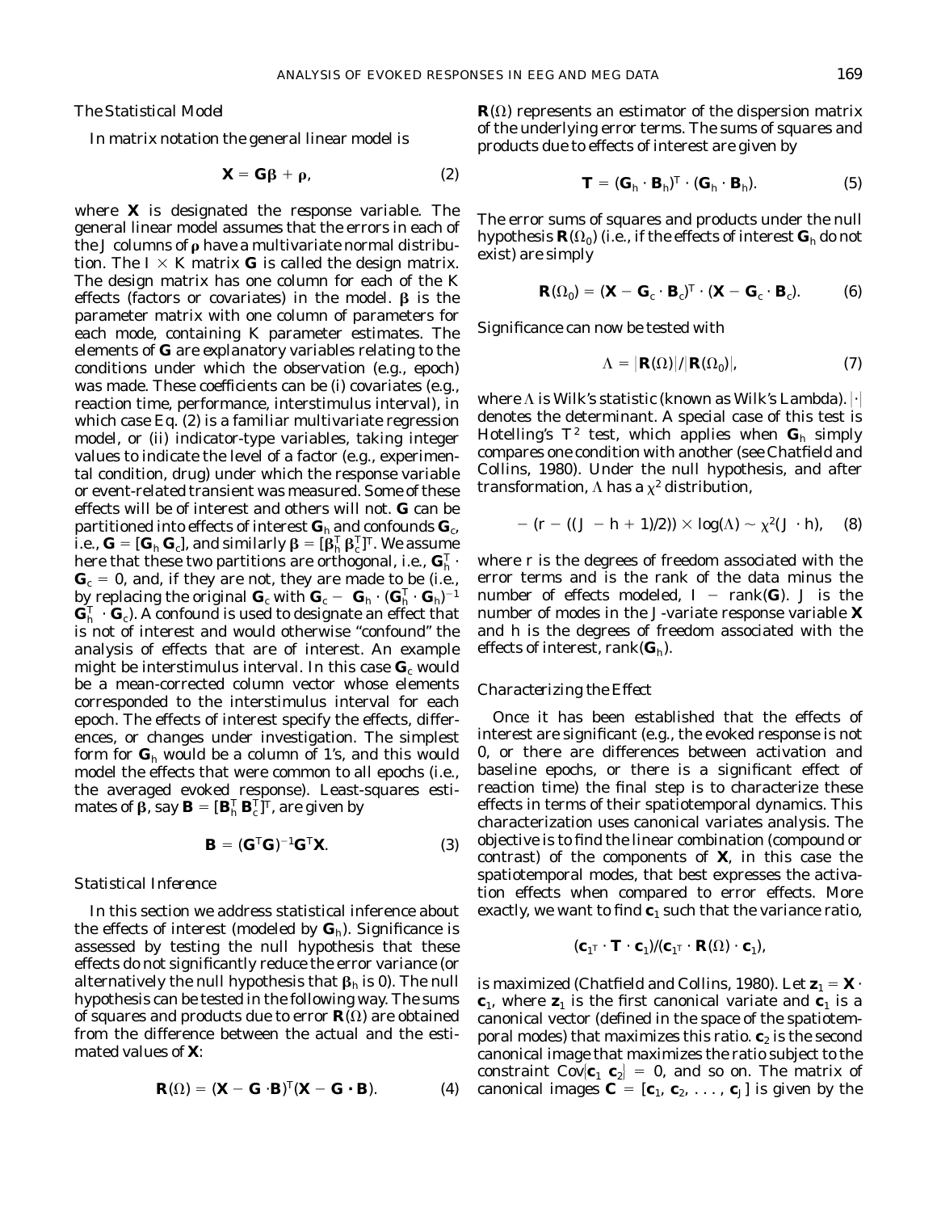### The Statistical Model

In matrix notation the general linear model is

$$\mathbf{X} = \mathbf{G}\boldsymbol{\beta} + \boldsymbol{\rho}, \tag{2}$$

where $\mathbf{X}$ is designated the response variable. The general linear model assumes that the errors in each of the $J$ columns of $\boldsymbol{\rho}$ have a multivariate normal distribution. The $I \times K$ matrix $\mathbf{G}$ is called the design matrix. The design matrix has one column for each of the $K$ effects (factors or covariates) in the model. $\boldsymbol{\beta}$ is the parameter matrix with one column of parameters for each mode, containing $K$ parameter estimates. The elements of $\mathbf{G}$ are explanatory variables relating to the conditions under which the observation (e.g., epoch) was made. These coefficients can be (i) covariates (e.g., reaction time, performance, interstimulus interval), in which case Eq. (2) is a familiar multivariate regression model, or (ii) indicator-type variables, taking integer values to indicate the level of a factor (e.g., experimental condition, drug) under which the response variable or event-related transient was measured. Some of these effects will be of interest and others will not. $\mathbf{G}$ can be partitioned into effects of interest $\mathbf{G}_h$ and confounds $\mathbf{G}_c$, i.e., $\mathbf{G} = [\mathbf{G}_h\, \mathbf{G}_c]$, and similarly $\boldsymbol{\beta} = [\boldsymbol{\beta}_h^T\, \boldsymbol{\beta}_c^T]^T$. We assume here that these two partitions are orthogonal, i.e., $\mathbf{G}_h^T \cdot \mathbf{G}_c = 0$, and, if they are not, they are made to be (i.e., by replacing the original $\mathbf{G}_c$ with $\mathbf{G}_c - \mathbf{G}_h \cdot (\mathbf{G}_h^T \cdot \mathbf{G}_h)^{-1} \mathbf{G}_h^T \cdot \mathbf{G}_c$). A confound is used to designate an effect that is not of interest and would otherwise "confound" the analysis of effects that are of interest. An example might be interstimulus interval. In this case $\mathbf{G}_c$ would be a mean-corrected column vector whose elements corresponded to the interstimulus interval for each epoch. The effects of interest specify the effects, differences, or changes under investigation. The simplest form for $\mathbf{G}_h$ would be a column of 1's, and this would model the effects that were common to all epochs (i.e., the averaged evoked response). Least-squares estimates of $\boldsymbol{\beta}$, say $\mathbf{B} = [\mathbf{B}_h^T\, \mathbf{B}_c^T]^T$, are given by

$$\mathbf{B} = (\mathbf{G}^T\mathbf{G})^{-1}\mathbf{G}^T\mathbf{X}. \tag{3}$$

### Statistical Inference

In this section we address statistical inference about the effects of interest (modeled by $\mathbf{G}_h$). Significance is assessed by testing the null hypothesis that these effects do not significantly reduce the error variance (or alternatively the null hypothesis that $\boldsymbol{\beta}_h$ is 0). The null hypothesis can be tested in the following way. The sums of squares and products due to error $\mathbf{R}(\Omega)$ are obtained from the difference between the actual and the estimated values of $\mathbf{X}$:

$$\mathbf{R}(\Omega) = (\mathbf{X} - \mathbf{G} \cdot \mathbf{B})^T(\mathbf{X} - \mathbf{G} \cdot \mathbf{B}). \tag{4}$$

$\mathbf{R}(\Omega)$ represents an estimator of the dispersion matrix of the underlying error terms. The sums of squares and products due to effects of interest are given by

$$\mathbf{T} = (\mathbf{G}_h \cdot \mathbf{B}_h)^T \cdot (\mathbf{G}_h \cdot \mathbf{B}_h). \tag{5}$$

The error sums of squares and products under the null hypothesis $\mathbf{R}(\Omega_0)$ (i.e., if the effects of interest $\mathbf{G}_h$ do not exist) are simply

$$\mathbf{R}(\Omega_0) = (\mathbf{X} - \mathbf{G}_c \cdot \mathbf{B}_c)^T \cdot (\mathbf{X} - \mathbf{G}_c \cdot \mathbf{B}_c). \tag{6}$$

Significance can now be tested with

$$\Lambda = |\mathbf{R}(\Omega)|/|\mathbf{R}(\Omega_0)|, \tag{7}$$

where $\Lambda$ is Wilk's statistic (known as Wilk's Lambda). $|\cdot|$ denotes the determinant. A special case of this test is Hotelling's $T^2$ test, which applies when $\mathbf{G}_h$ simply compares one condition with another (see Chatfield and Collins, 1980). Under the null hypothesis, and after transformation, $\Lambda$ has a $\chi^2$ distribution,

$$-(r - ((J - h + 1)/2)) \times \log(\Lambda) \sim \chi^2(J \cdot h), \tag{8}$$

where $r$ is the degrees of freedom associated with the error terms and is the rank of the data minus the number of effects modeled, $I - \text{rank}(\mathbf{G})$. $J$ is the number of modes in the $J$-variate response variable $\mathbf{X}$ and $h$ is the degrees of freedom associated with the effects of interest, $\text{rank}(\mathbf{G}_h)$.

### Characterizing the Effect

Once it has been established that the effects of interest are significant (e.g., the evoked response is not 0, or there are differences between activation and baseline epochs, or there is a significant effect of reaction time) the final step is to characterize these effects in terms of their spatiotemporal dynamics. This characterization uses canonical variates analysis. The objective is to find the linear combination (compound or contrast) of the components of $\mathbf{X}$, in this case the spatiotemporal modes, that best expresses the activation effects when compared to error effects. More exactly, we want to find $\mathbf{c}_1$ such that the variance ratio,

$$(\mathbf{c}_{1^T} \cdot \mathbf{T} \cdot \mathbf{c}_1)/(\mathbf{c}_{1^T} \cdot \mathbf{R}(\Omega) \cdot \mathbf{c}_1),$$

is maximized (Chatfield and Collins, 1980). Let $\mathbf{z}_1 = \mathbf{X} \cdot \mathbf{c}_1$, where $\mathbf{z}_1$ is the first canonical variate and $\mathbf{c}_1$ is a canonical vector (defined in the space of the spatiotemporal modes) that maximizes this ratio. $\mathbf{c}_2$ is the second canonical image that maximizes the ratio subject to the constraint $\text{Cov}\{\mathbf{c}_1\ \mathbf{c}_2\} = 0$, and so on. The matrix of canonical images $\mathbf{C} = [\mathbf{c}_1, \mathbf{c}_2, \ldots, \mathbf{c}_J]$ is given by the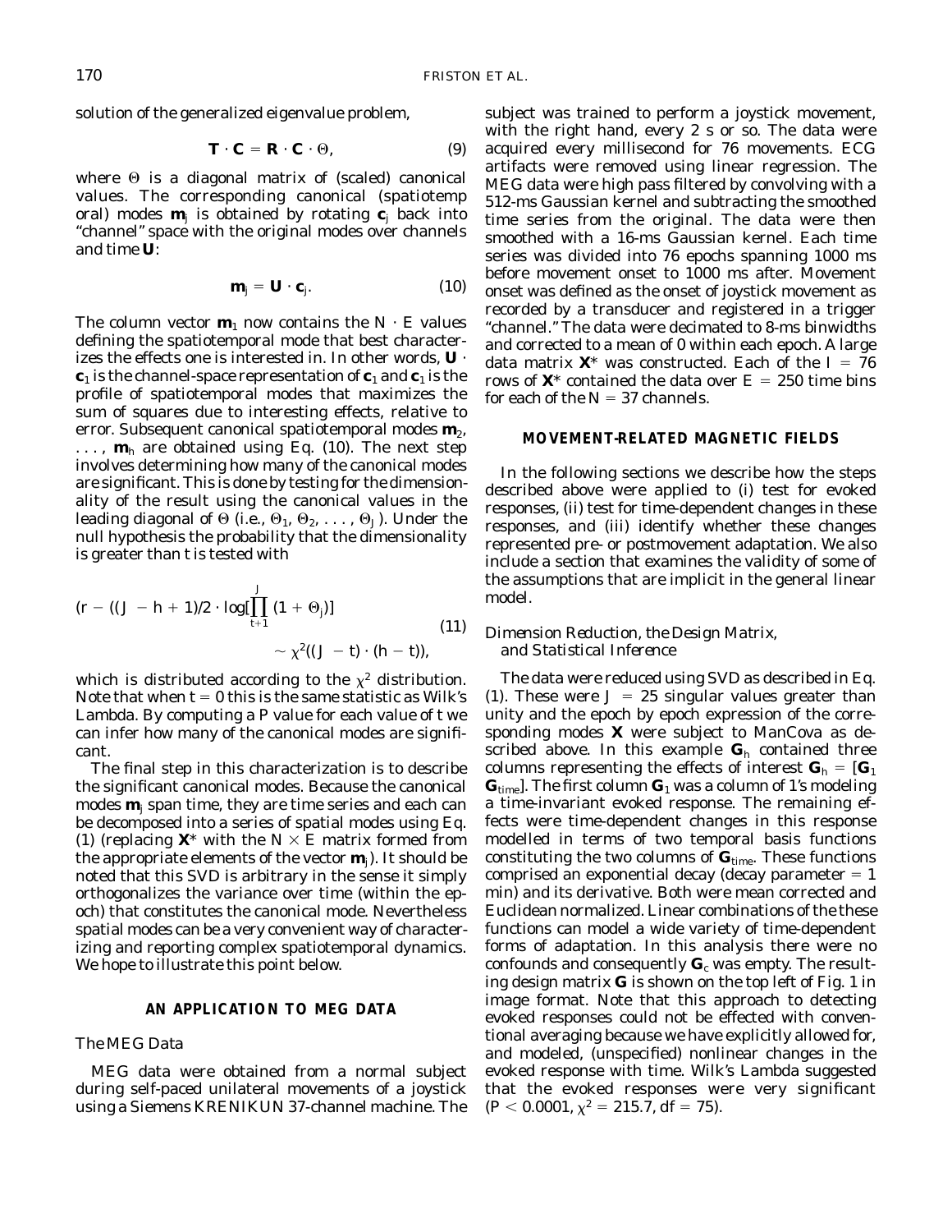solution of the generalized eigenvalue problem,

$$\mathbf{T} \cdot \mathbf{C} = \mathbf{R} \cdot \mathbf{C} \cdot \Theta, \tag{9}$$

where $\Theta$ is a diagonal matrix of (scaled) canonical values. The corresponding canonical (spatiotemp oral) modes $\mathbf{m}_j$ is obtained by rotating $\mathbf{c}_j$ back into "channel" space with the original modes over channels and time $\mathbf{U}$:

$$\mathbf{m}_j = \mathbf{U} \cdot \mathbf{c}_j. \tag{10}$$

The column vector $\mathbf{m}_1$ now contains the $N \cdot E$ values defining the spatiotemporal mode that best characterizes the effects one is interested in. In other words, $\mathbf{U} \cdot \mathbf{c}_1$ is the channel-space representation of $\mathbf{c}_1$ and $\mathbf{c}_1$ is the profile of spatiotemporal modes that maximizes the sum of squares due to interesting effects, relative to error. Subsequent canonical spatiotemporal modes $\mathbf{m}_2, \ldots, \mathbf{m}_h$ are obtained using Eq. (10). The next step involves determining how many of the canonical modes are significant. This is done by testing for the dimensionality of the result using the canonical values in the leading diagonal of $\Theta$ (i.e., $\Theta_1, \Theta_2, \ldots, \Theta_J$). Under the null hypothesis the probability that the dimensionality is greater than t is tested with

$$(r - ((J - h + 1)/2 \cdot \log[\prod_{t+1}^{J} (1 + \Theta_j)] \sim \chi^2((J - t) \cdot (h - t)), \tag{11}$$

which is distributed according to the $\chi^2$ distribution. Note that when $t = 0$ this is the same statistic as Wilk's Lambda. By computing a P value for each value of t we can infer how many of the canonical modes are significant.

The final step in this characterization is to describe the significant canonical modes. Because the canonical modes $\mathbf{m}_j$ span time, they are time series and each can be decomposed into a series of spatial modes using Eq. (1) (replacing $\mathbf{X}^*$ with the $N \times E$ matrix formed from the appropriate elements of the vector $\mathbf{m}_j$). It should be noted that this SVD is arbitrary in the sense it simply orthogonalizes the variance over time (within the epoch) that constitutes the canonical mode. Nevertheless spatial modes can be a very convenient way of characterizing and reporting complex spatiotemporal dynamics. We hope to illustrate this point below.

## AN APPLICATION TO MEG DATA

### *The MEG Data*

MEG data were obtained from a normal subject during self-paced unilateral movements of a joystick using a Siemens KRENIKUN 37-channel machine. The subject was trained to perform a joystick movement, with the right hand, every 2 s or so. The data were acquired every millisecond for 76 movements. ECG artifacts were removed using linear regression. The MEG data were high pass filtered by convolving with a 512-ms Gaussian kernel and subtracting the smoothed time series from the original. The data were then smoothed with a 16-ms Gaussian kernel. Each time series was divided into 76 epochs spanning 1000 ms before movement onset to 1000 ms after. Movement onset was defined as the onset of joystick movement as recorded by a transducer and registered in a trigger "channel." The data were decimated to 8-ms binwidths and corrected to a mean of 0 within each epoch. A large data matrix $\mathbf{X}^*$ was constructed. Each of the $I = 76$ rows of $\mathbf{X}^*$ contained the data over $E = 250$ time bins for each of the $N = 37$ channels.

## MOVEMENT-RELATED MAGNETIC FIELDS

In the following sections we describe how the steps described above were applied to (i) test for evoked responses, (ii) test for time-dependent changes in these responses, and (iii) identify whether these changes represented pre- or postmovement adaptation. We also include a section that examines the validity of some of the assumptions that are implicit in the general linear model.

### *Dimension Reduction, the Design Matrix, and Statistical Inference*

The data were reduced using SVD as described in Eq. (1). These were $J = 25$ singular values greater than unity and the epoch by epoch expression of the corresponding modes $\mathbf{X}$ were subject to ManCova as described above. In this example $\mathbf{G}_h$ contained three columns representing the effects of interest $\mathbf{G}_h = [\mathbf{G}_1\ \mathbf{G}_{time}]$. The first column $\mathbf{G}_1$ was a column of 1's modeling a time-invariant evoked response. The remaining effects were time-dependent changes in this response modelled in terms of two temporal basis functions constituting the two columns of $\mathbf{G}_{time}$. These functions comprised an exponential decay (decay parameter = 1 min) and its derivative. Both were mean corrected and Euclidean normalized. Linear combinations of the these functions can model a wide variety of time-dependent forms of adaptation. In this analysis there were no confounds and consequently $\mathbf{G}_c$ was empty. The resulting design matrix $\mathbf{G}$ is shown on the top left of Fig. 1 in image format. Note that this approach to detecting evoked responses could not be effected with conventional averaging because we have explicitly allowed for, and modeled, (unspecified) nonlinear changes in the evoked response with time. Wilk's Lambda suggested that the evoked responses were very significant ($P < 0.0001$, $\chi^2 = 215.7$, df = 75).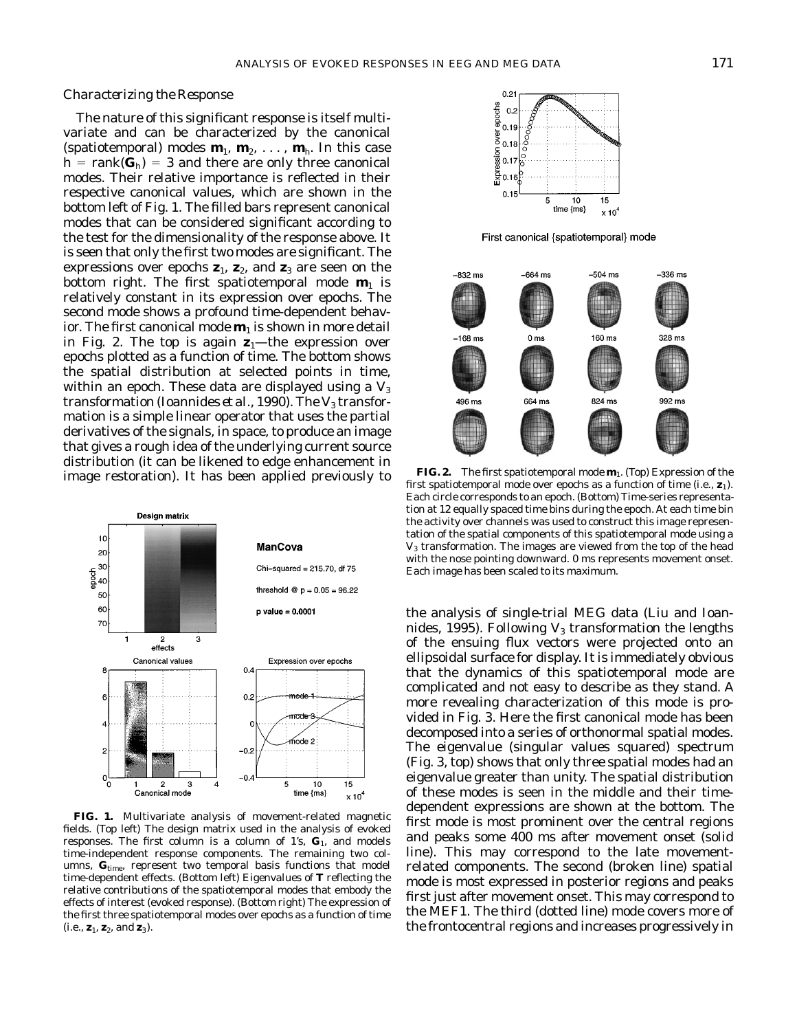*Characterizing the Response*

The nature of this significant response is itself multivariate and can be characterized by the canonical (spatiotemporal) modes $\mathbf{m}_1, \mathbf{m}_2, \ldots, \mathbf{m}_h$. In this case $h = \text{rank}(\mathbf{G}_h) = 3$ and there are only three canonical modes. Their relative importance is reflected in their respective canonical values, which are shown in the bottom left of Fig. 1. The filled bars represent canonical modes that can be considered significant according to the test for the dimensionality of the response above. It is seen that only the first two modes are significant. The expressions over epochs $\mathbf{z}_1$, $\mathbf{z}_2$, and $\mathbf{z}_3$ are seen on the bottom right. The first spatiotemporal mode $\mathbf{m}_1$ is relatively constant in its expression over epochs. The second mode shows a profound time-dependent behavior. The first canonical mode $\mathbf{m}_1$ is shown in more detail in Fig. 2. The top is again $\mathbf{z}_1$—the expression over epochs plotted as a function of time. The bottom shows the spatial distribution at selected points in time, within an epoch. These data are displayed using a $V_3$ transformation (Ioannides *et al.*, 1990). The $V_3$ transformation is a simple linear operator that uses the partial derivatives of the signals, in space, to produce an image that gives a rough idea of the underlying current source distribution (it can be likened to edge enhancement in image restoration). It has been applied previously to the analysis of single-trial MEG data (Liu and Ioannides, 1995). Following $V_3$ transformation the lengths of the ensuing flux vectors were projected onto an ellipsoidal surface for display. It is immediately obvious that the dynamics of this spatiotemporal mode are complicated and not easy to describe as they stand. A more revealing characterization of this mode is provided in Fig. 3. Here the first canonical mode has been decomposed into a series of orthonormal spatial modes. The eigenvalue (singular values squared) spectrum (Fig. 3, top) shows that only three spatial modes had an eigenvalue greater than unity. The spatial distribution of these modes is seen in the middle and their time-dependent expressions are shown at the bottom. The first mode is most prominent over the central regions and peaks some 400 ms after movement onset (solid line). This may correspond to the late movement-related components. The second (broken line) spatial mode is most expressed in posterior regions and peaks first just after movement onset. This may correspond to the MEF1. The third (dotted line) mode covers more of the frontocentral regions and increases progressively in

Design matrix

epoch

effects

ManCova

Chi-squared = 215.70, df 75

threshold @ p = 0.05 = 96.22

p value = 0.0001

Canonical values

Canonical mode

Expression over epochs

mode 1

mode 3

mode 2

time {ms}

x 10^4

**FIG. 1.** Multivariate analysis of movement-related magnetic fields. (Top left) The design matrix used in the analysis of evoked responses. The first column is a column of 1's, $\mathbf{G}_1$, and models time-independent response components. The remaining two columns, $\mathbf{G}_{\text{time}}$, represent two temporal basis functions that model time-dependent effects. (Bottom left) Eigenvalues of $\mathbf{T}$ reflecting the relative contributions of the spatiotemporal modes that embody the effects of interest (evoked response). (Bottom right) The expression of the first three spatiotemporal modes over epochs as a function of time (i.e., $\mathbf{z}_1$, $\mathbf{z}_2$, and $\mathbf{z}_3$).

Expression over epochs

time {ms}

x 10^4

First canonical {spatiotemporal} mode

−832 ms −664 ms −504 ms −336 ms

−168 ms 0 ms 160 ms 328 ms

496 ms 664 ms 824 ms 992 ms

**FIG. 2.** The first spatiotemporal mode $\mathbf{m}_1$. (Top) Expression of the first spatiotemporal mode over epochs as a function of time (i.e., $\mathbf{z}_1$). Each circle corresponds to an epoch. (Bottom) Time-series representation at 12 equally spaced time bins during the epoch. At each time bin the activity over channels was used to construct this image representation of the spatial components of this spatiotemporal mode using a $V_3$ transformation. The images are viewed from the top of the head with the nose pointing downward. 0 ms represents movement onset. Each image has been scaled to its maximum.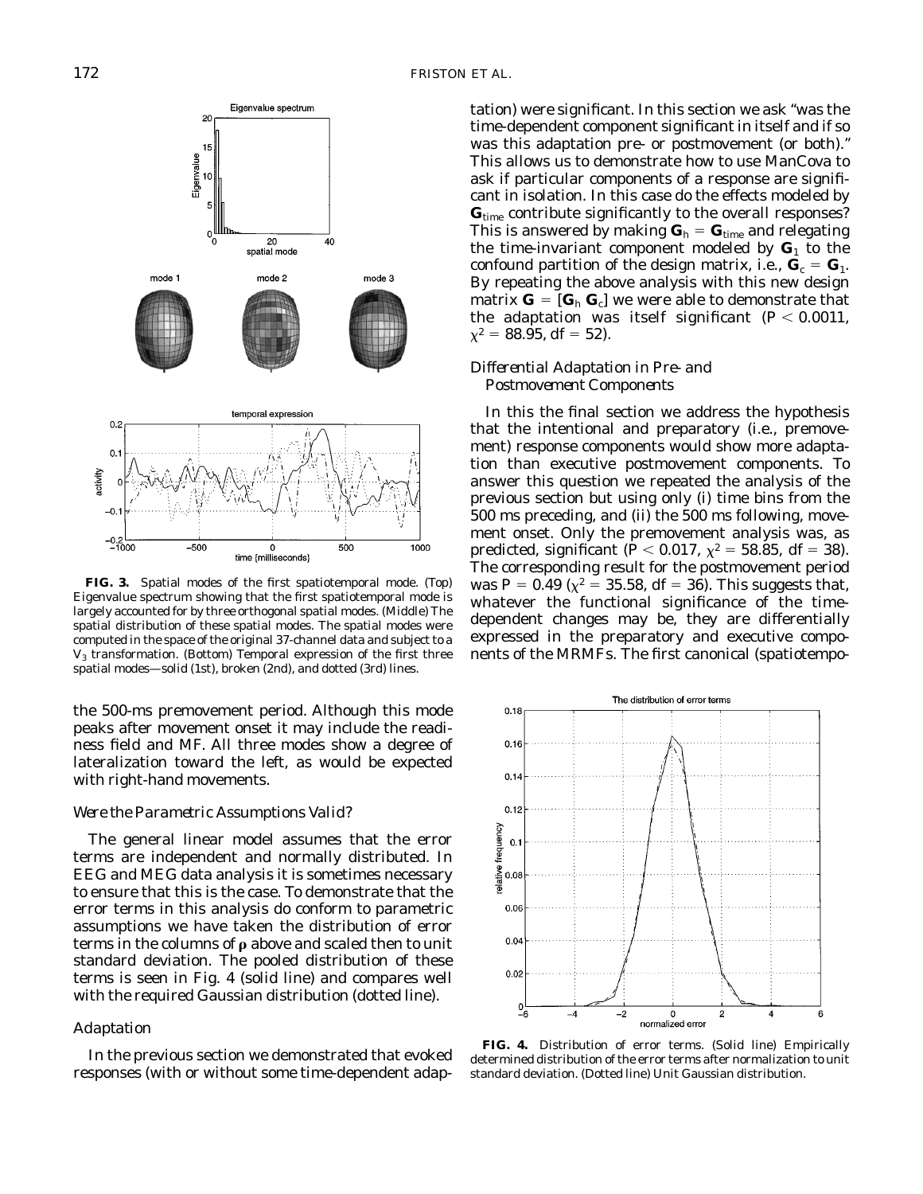**FIG. 3.** Spatial modes of the first spatiotemporal mode. (Top) Eigenvalue spectrum showing that the first spatiotemporal mode is largely accounted for by three orthogonal spatial modes. (Middle) The spatial distribution of these spatial modes. The spatial modes were computed in the space of the original 37-channel data and subject to a $V_3$ transformation. (Bottom) Temporal expression of the first three spatial modes—solid (1st), broken (2nd), and dotted (3rd) lines.

the 500-ms premovement period. Although this mode peaks after movement onset it may include the readiness field and MF. All three modes show a degree of lateralization toward the left, as would be expected with right-hand movements.

### *Were the Parametric Assumptions Valid?*

The general linear model assumes that the error terms are independent and normally distributed. In EEG and MEG data analysis it is sometimes necessary to ensure that this is the case. To demonstrate that the error terms in this analysis do conform to parametric assumptions we have taken the distribution of error terms in the columns of $\boldsymbol{\rho}$ above and scaled then to unit standard deviation. The pooled distribution of these terms is seen in Fig. 4 (solid line) and compares well with the required Gaussian distribution (dotted line).

### *Adaptation*

In the previous section we demonstrated that evoked responses (with or without some time-dependent adaptation) were significant. In this section we ask "was the time-dependent component significant in itself and if so was this adaptation pre- or postmovement (or both)." This allows us to demonstrate how to use ManCova to ask if particular components of a response are significant in isolation. In this case do the effects modeled by $\mathbf{G}_{time}$ contribute significantly to the overall responses? This is answered by making $\mathbf{G}_h = \mathbf{G}_{time}$ and relegating the time-invariant component modeled by $\mathbf{G}_1$ to the confound partition of the design matrix, i.e., $\mathbf{G}_c = \mathbf{G}_1$. By repeating the above analysis with this new design matrix $\mathbf{G} = [\mathbf{G}_h\ \mathbf{G}_c]$ we were able to demonstrate that the adaptation was itself significant ($P < 0.0011$, $\chi^2 = 88.95$, df $= 52$).

### *Differential Adaptation in Pre- and Postmovement Components*

In this the final section we address the hypothesis that the intentional and preparatory (i.e., premovement) response components would show more adaptation than executive postmovement components. To answer this question we repeated the analysis of the previous section but using only (i) time bins from the 500 ms preceding, and (ii) the 500 ms following, movement onset. Only the premovement analysis was, as predicted, significant ($P < 0.017$, $\chi^2 = 58.85$, df $= 38$). The corresponding result for the postmovement period was $P = 0.49$ ($\chi^2 = 35.58$, df $= 36$). This suggests that, whatever the functional significance of the time-dependent changes may be, they are differentially expressed in the preparatory and executive components of the MRMFs. The first canonical (spatiotempo-

**FIG. 4.** Distribution of error terms. (Solid line) Empirically determined distribution of the error terms after normalization to unit standard deviation. (Dotted line) Unit Gaussian distribution.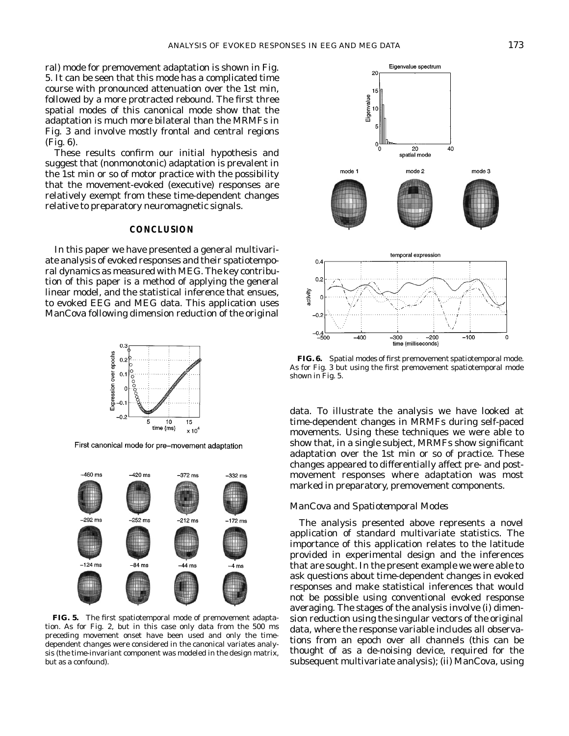ral) mode for premovement adaptation is shown in Fig. 5. It can be seen that this mode has a complicated time course with pronounced attenuation over the 1st min, followed by a more protracted rebound. The first three spatial modes of this canonical mode show that the adaptation is much more bilateral than the MRMFs in Fig. 3 and involve mostly frontal and central regions (Fig. 6).

These results confirm our initial hypothesis and suggest that (nonmonotonic) adaptation is prevalent in the 1st min or so of motor practice with the possibility that the movement-evoked (executive) responses are relatively exempt from these time-dependent changes relative to preparatory neuromagnetic signals.

## CONCLUSION

In this paper we have presented a general multivariate analysis of evoked responses and their spatiotemporal dynamics as measured with MEG. The key contribution of this paper is a method of applying the general linear model, and the statistical inference that ensues, to evoked EEG and MEG data. This application uses ManCova following dimension reduction of the original data. To illustrate the analysis we have looked at time-dependent changes in MRMFs during self-paced movements. Using these techniques we were able to show that, in a single subject, MRMFs show significant adaptation over the 1st min or so of practice. These changes appeared to differentially affect pre- and postmovement responses where adaptation was most marked in preparatory, premovement components.

First canonical mode for pre–movement adaptation

Expression over epochs

time {ms} x 10^4

−460 ms −420 ms −372 ms −332 ms
−292 ms −252 ms −212 ms −172 ms
−124 ms −84 ms −44 ms −4 ms

**FIG. 5.** The first spatiotemporal mode of premovement adaptation. As for Fig. 2, but in this case only data from the 500 ms preceding movement onset have been used and only the time-dependent changes were considered in the canonical variates analysis (the time-invariant component was modeled in the design matrix, but as a confound).

Eigenvalue spectrum

Eigenvalue

spatial mode

mode 1 mode 2 mode 3

temporal expression

activity

time {milliseconds}

**FIG. 6.** Spatial modes of first premovement spatiotemporal mode. As for Fig. 3 but using the first premovement spatiotemporal mode shown in Fig. 5.

### ManCova and Spatiotemporal Modes

The analysis presented above represents a novel application of standard multivariate statistics. The importance of this application relates to the latitude provided in experimental design and the inferences that are sought. In the present example we were able to ask questions about time-dependent changes in evoked responses and make statistical inferences that would not be possible using conventional evoked response averaging. The stages of the analysis involve (i) dimension reduction using the singular vectors of the original data, where the response variable includes all observations from an epoch over all channels (this can be thought of as a de-noising device, required for the subsequent multivariate analysis); (ii) ManCova, using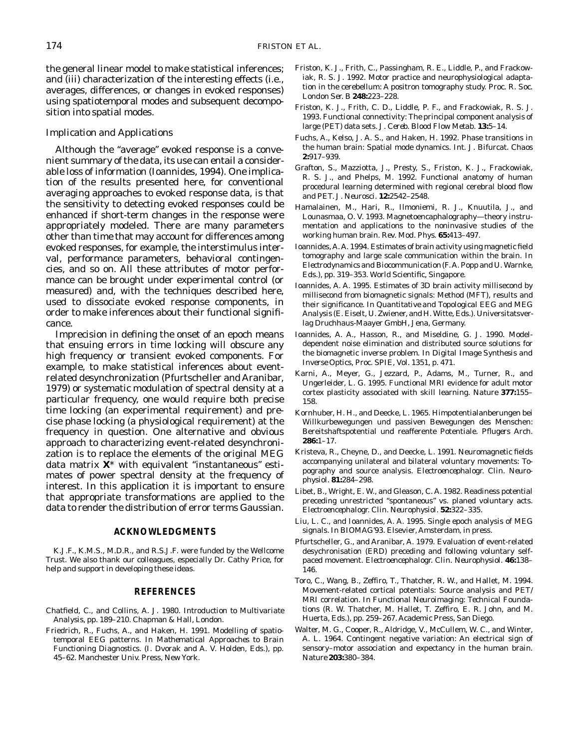the general linear model to make statistical inferences; and (iii) characterization of the interesting effects (i.e., averages, differences, or changes in evoked responses) using spatiotemporal modes and subsequent decomposition into spatial modes.

### *Implication and Applications*

Although the "average" evoked response is a convenient summary of the data, its use can entail a considerable loss of information (Ioannides, 1994). One implication of the results presented here, for conventional averaging approaches to evoked response data, is that the sensitivity to detecting evoked responses could be enhanced if short-term changes in the response were appropriately modeled. There are many parameters other than time that may account for differences among evoked responses, for example, the interstimulus interval, performance parameters, behavioral contingencies, and so on. All these attributes of motor performance can be brought under experimental control (or measured) and, with the techniques described here, used to dissociate evoked response components, in order to make inferences about their functional significance.

Imprecision in defining the onset of an epoch means that ensuing errors in time locking will obscure any high frequency or transient evoked components. For example, to make statistical inferences about event-related desynchronization (Pfurtscheller and Aranibar, 1979) or systematic modulation of spectral density at a particular frequency, one would require both precise time locking (an experimental requirement) and precise phase locking (a physiological requirement) at the frequency in question. One alternative and obvious approach to characterizing event-related desynchronization is to replace the elements of the original MEG data matrix $\mathbf{X}^*$ with equivalent "instantaneous" estimates of power spectral density at the frequency of interest. In this application it is important to ensure that appropriate transformations are applied to the data to render the distribution of error terms Gaussian.

## ACKNOWLEDGMENTS

K.J.F., K.M.S., M.D.R., and R.S.J.F. were funded by the Wellcome Trust. We also thank our colleagues, especially Dr. Cathy Price, for help and support in developing these ideas.

## REFERENCES

Chatfield, C., and Collins, A. J. 1980. *Introduction to Multivariate Analysis*, pp. 189–210. Chapman & Hall, London.

Friedrich, R., Fuchs, A., and Haken, H. 1991. Modelling of spatiotemporal EEG patterns. In *Mathematical Approaches to Brain Functioning Diagnostics*. (I. Dvorak and A. V. Holden, Eds.), pp. 45–62. Manchester Univ. Press, New York.

Friston, K. J., Frith, C., Passingham, R. E., Liddle, P., and Frackowiak, R. S. J. 1992. Motor practice and neurophysiological adaptation in the cerebellum: A positron tomography study. *Proc. R. Soc. London Ser. B* **248:**223–228.

Friston, K. J., Frith, C. D., Liddle, P. F., and Frackowiak, R. S. J. 1993. Functional connectivity: The principal component analysis of large (PET) data sets. *J. Cereb. Blood Flow Metab.* **13:**5–14.

Fuchs, A., Kelso, J. A. S., and Haken, H. 1992. Phase transitions in the human brain: Spatial mode dynamics. *Int. J. Bifurcat. Chaos* **2:**917–939.

Grafton, S., Mazziotta, J., Presty, S., Friston, K. J., Frackowiak, R. S. J., and Phelps, M. 1992. Functional anatomy of human procedural learning determined with regional cerebral blood flow and PET. *J. Neurosci.* **12:**2542–2548.

Hamalainen, M., Hari, R., Ilmoniemi, R. J., Knuutila, J., and Lounasmaa, O. V. 1993. Magnetoencaphalography—theory instrumentation and applications to the noninvasive studies of the working human brain. *Rev. Mod. Phys.* **65:**413–497.

Ioannides, A. A. 1994. Estimates of brain activity using magnetic field tomography and large scale communication within the brain. In *Electrodynamics and Biocommunication* (F. A. Popp and U. Warnke, Eds.), pp. 319–353. World Scientific, Singapore.

Ioannides, A. A. 1995. Estimates of 3D brain activity millisecond by millisecond from biomagnetic signals: Method (MFT), results and their significance. In *Quantitative and Topological EEG and MEG Analysis* (E. Eiselt, U. Zwiener, and H. Witte, Eds.). Universitatsverlag Druchhaus-Maayer GmbH, Jena, Germany.

Ioannides, A. A., Hasson, R., and Miseldine, G. J. 1990. Model-dependent noise elimination and distributed source solutions for the biomagnetic inverse problem. In *Digital Image Synthesis and Inverse Optics, Proc. SPIE,* Vol. 1351, p. 471.

Karni, A., Meyer, G., Jezzard, P., Adams, M., Turner, R., and Ungerleider, L. G. 1995. Functional MRI evidence for adult motor cortex plasticity associated with skill learning. *Nature* **377:**155–158.

Kornhuber, H. H., and Deecke, L. 1965. Himpotentialanberungen bei Willkurbewegungen und passiven Bewegungen des Menschen: Bereitshaftspotential und reafferente Potentiale. *Pflugers Arch.* **286:**1–17.

Kristeva, R., Cheyne, D., and Deecke, L. 1991. Neuromagnetic fields accompanying unilateral and bilateral voluntary movements: Topography and source analysis. *Electroencephalogr. Clin. Neurophysiol.* **81:**284–298.

Libet, B., Wright, E. W., and Gleason, C. A. 1982. Readiness potential preceding unrestricted "spontaneous" vs. planed voluntary acts. *Electroencephalogr. Clin. Neurophysiol.* **52:**322–335.

Liu, L. C., and Ioannides, A. A. 1995. Single epoch analysis of MEG signals. In *BIOMAG'93*. Elsevier, Amsterdam, in press.

Pfurtscheller, G., and Aranibar, A. 1979. Evaluation of event-related desychronisation (ERD) preceding and following voluntary self-paced movement. *Electroencephalogr. Clin. Neurophysiol.* **46:**138–146.

Toro, C., Wang, B., Zeffiro, T., Thatcher, R. W., and Hallet, M. 1994. Movement-related cortical potentials: Source analysis and PET/MRI correlation. In *Functional Neuroimaging: Technical Foundations* (R. W. Thatcher, M. Hallet, T. Zeffiro, E. R. John, and M. Huerta, Eds.), pp. 259–267. Academic Press, San Diego.

Walter, M. G., Cooper, R., Aldridge, V., McCullem, W. C., and Winter, A. L. 1964. Contingent negative variation: An electrical sign of sensory–motor association and expectancy in the human brain. *Nature* **203:**380–384.